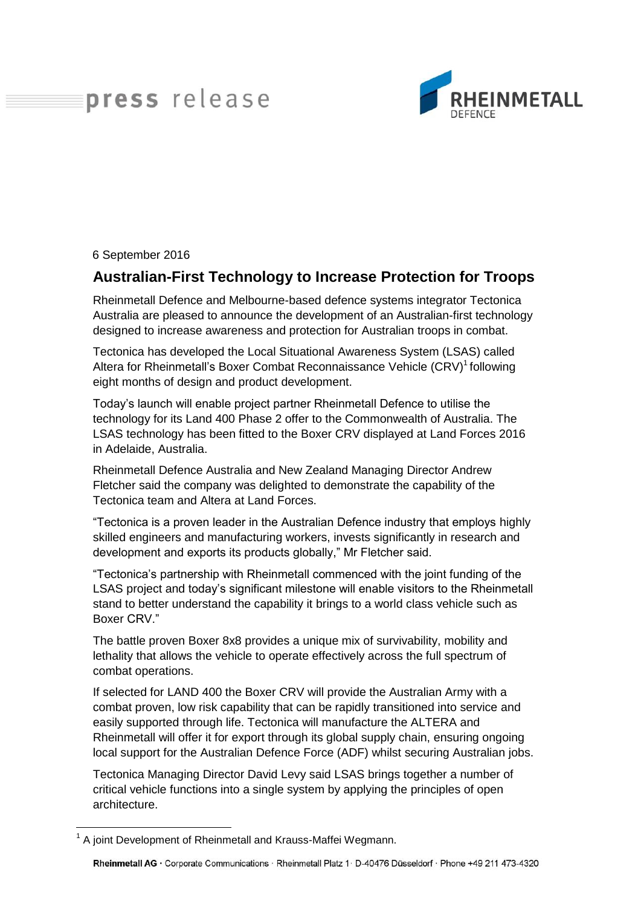press release

RHEINMETALL DEFENCE

6 September 2016

## Australian-First Technology to Increase Protection for Troops

Rheinmetall Defence and Melbourne-based defence systems integrator Tectonica Australia are pleased to announce the development of an Australian-first technology designed to increase awareness and protection for Australian troops in combat.

Tectonica has developed the Local Situational Awareness System (LSAS) called Altera for Rheinmetall's Boxer Combat Reconnaissance Vehicle (CRV)[1] following eight months of design and product development.

Today's launch will enable project partner Rheinmetall Defence to utilise the technology for its Land 400 Phase 2 offer to the Commonwealth of Australia. The LSAS technology has been fitted to the Boxer CRV displayed at Land Forces 2016 in Adelaide, Australia.

Rheinmetall Defence Australia and New Zealand Managing Director Andrew Fletcher said the company was delighted to demonstrate the capability of the Tectonica team and Altera at Land Forces.

"Tectonica is a proven leader in the Australian Defence industry that employs highly skilled engineers and manufacturing workers, invests significantly in research and development and exports its products globally," Mr Fletcher said.

"Tectonica's partnership with Rheinmetall commenced with the joint funding of the LSAS project and today's significant milestone will enable visitors to the Rheinmetall stand to better understand the capability it brings to a world class vehicle such as Boxer CRV."

The battle proven Boxer 8x8 provides a unique mix of survivability, mobility and lethality that allows the vehicle to operate effectively across the full spectrum of combat operations.

If selected for LAND 400 the Boxer CRV will provide the Australian Army with a combat proven, low risk capability that can be rapidly transitioned into service and easily supported through life. Tectonica will manufacture the ALTERA and Rheinmetall will offer it for export through its global supply chain, ensuring ongoing local support for the Australian Defence Force (ADF) whilst securing Australian jobs.

Tectonica Managing Director David Levy said LSAS brings together a number of critical vehicle functions into a single system by applying the principles of open architecture.

[1] A joint Development of Rheinmetall and Krauss-Maffei Wegmann.

**Rheinmetall AG** · Corporate Communications · Rheinmetall Platz 1 · D-40476 Düsseldorf · Phone +49 211 473-4320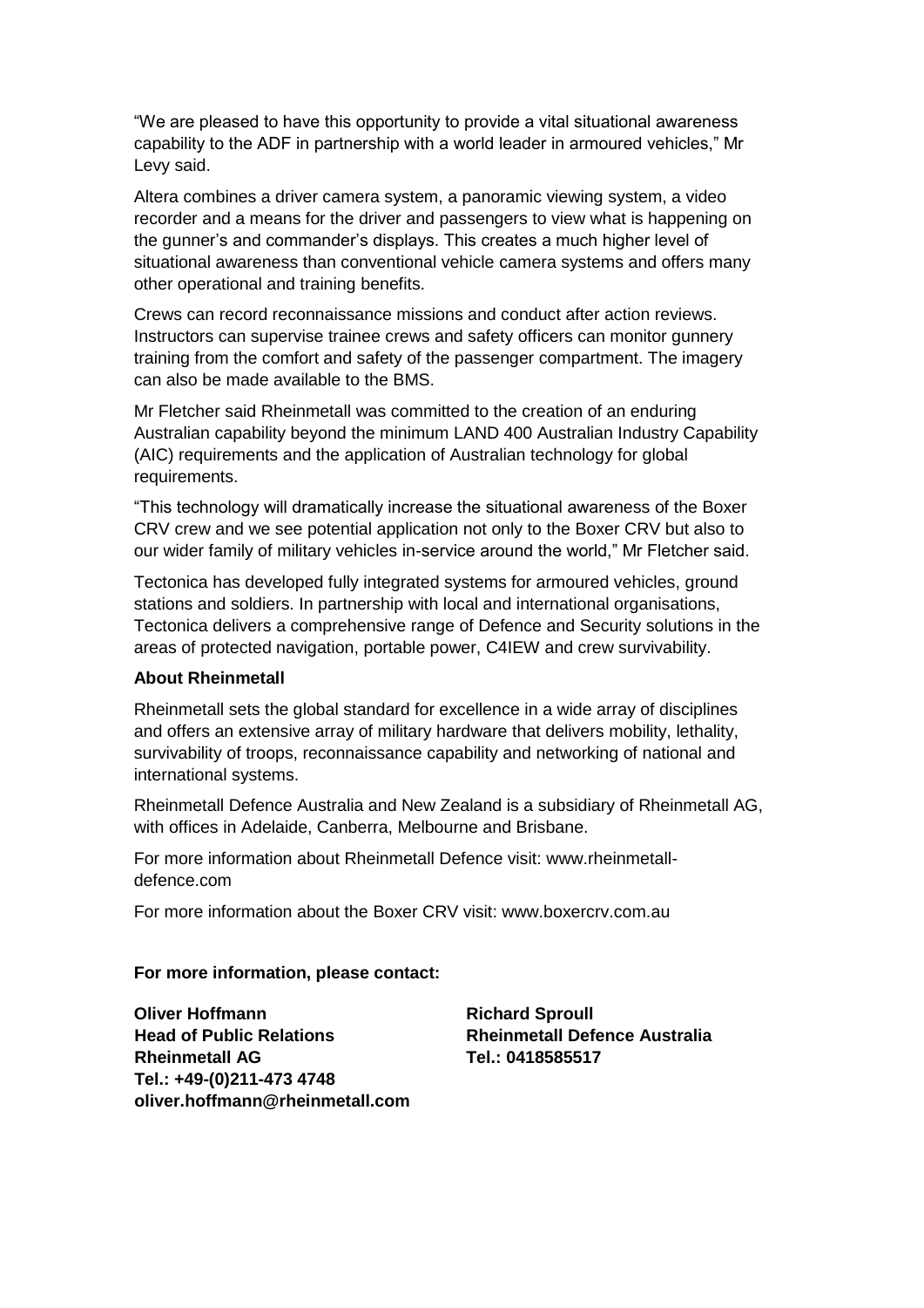"We are pleased to have this opportunity to provide a vital situational awareness capability to the ADF in partnership with a world leader in armoured vehicles," Mr Levy said.

Altera combines a driver camera system, a panoramic viewing system, a video recorder and a means for the driver and passengers to view what is happening on the gunner's and commander's displays. This creates a much higher level of situational awareness than conventional vehicle camera systems and offers many other operational and training benefits.

Crews can record reconnaissance missions and conduct after action reviews. Instructors can supervise trainee crews and safety officers can monitor gunnery training from the comfort and safety of the passenger compartment. The imagery can also be made available to the BMS.

Mr Fletcher said Rheinmetall was committed to the creation of an enduring Australian capability beyond the minimum LAND 400 Australian Industry Capability (AIC) requirements and the application of Australian technology for global requirements.

"This technology will dramatically increase the situational awareness of the Boxer CRV crew and we see potential application not only to the Boxer CRV but also to our wider family of military vehicles in-service around the world," Mr Fletcher said.

Tectonica has developed fully integrated systems for armoured vehicles, ground stations and soldiers. In partnership with local and international organisations, Tectonica delivers a comprehensive range of Defence and Security solutions in the areas of protected navigation, portable power, C4IEW and crew survivability.

**About Rheinmetall**

Rheinmetall sets the global standard for excellence in a wide array of disciplines and offers an extensive array of military hardware that delivers mobility, lethality, survivability of troops, reconnaissance capability and networking of national and international systems.

Rheinmetall Defence Australia and New Zealand is a subsidiary of Rheinmetall AG, with offices in Adelaide, Canberra, Melbourne and Brisbane.

For more information about Rheinmetall Defence visit: www.rheinmetall-defence.com

For more information about the Boxer CRV visit: www.boxercrv.com.au

**For more information, please contact:**

**Oliver Hoffmann**
**Head of Public Relations**
**Rheinmetall AG**
**Tel.: +49-(0)211-473 4748**
**oliver.hoffmann@rheinmetall.com**

**Richard Sproull**
**Rheinmetall Defence Australia**
**Tel.: 0418585517**